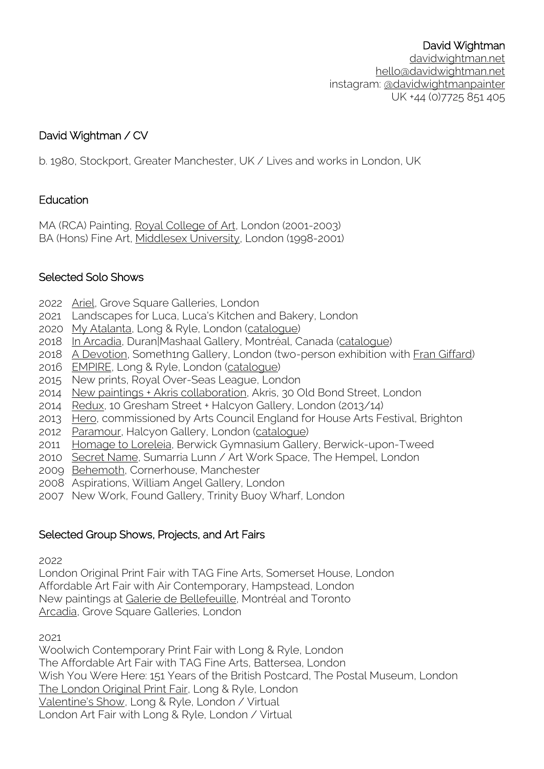David Wightman
davidwightman.net
hello@davidwightman.net
instagram: @davidwightmanpainter
UK +44 (0)7725 851 405

## David Wightman / CV

b. 1980, Stockport, Greater Manchester, UK / Lives and works in London, UK

### Education

MA (RCA) Painting, Royal College of Art, London (2001-2003)
BA (Hons) Fine Art, Middlesex University, London (1998-2001)

### Selected Solo Shows

2022 Ariel, Grove Square Galleries, London
2021 Landscapes for Luca, Luca's Kitchen and Bakery, London
2020 My Atalanta, Long & Ryle, London (catalogue)
2018 In Arcadia, Duran|Mashaal Gallery, Montréal, Canada (catalogue)
2018 A Devotion, Someth1ng Gallery, London (two-person exhibition with Fran Giffard)
2016 EMPIRE, Long & Ryle, London (catalogue)
2015 New prints, Royal Over-Seas League, London
2014 New paintings + Akris collaboration, Akris, 30 Old Bond Street, London
2014 Redux, 10 Gresham Street + Halcyon Gallery, London (2013/14)
2013 Hero, commissioned by Arts Council England for House Arts Festival, Brighton
2012 Paramour, Halcyon Gallery, London (catalogue)
2011 Homage to Loreleia, Berwick Gymnasium Gallery, Berwick-upon-Tweed
2010 Secret Name, Sumarria Lunn / Art Work Space, The Hempel, London
2009 Behemoth, Cornerhouse, Manchester
2008 Aspirations, William Angel Gallery, London
2007 New Work, Found Gallery, Trinity Buoy Wharf, London

### Selected Group Shows, Projects, and Art Fairs

2022
London Original Print Fair with TAG Fine Arts, Somerset House, London
Affordable Art Fair with Air Contemporary, Hampstead, London
New paintings at Galerie de Bellefeuille, Montréal and Toronto
Arcadia, Grove Square Galleries, London

2021
Woolwich Contemporary Print Fair with Long & Ryle, London
The Affordable Art Fair with TAG Fine Arts, Battersea, London
Wish You Were Here: 151 Years of the British Postcard, The Postal Museum, London
The London Original Print Fair, Long & Ryle, London
Valentine's Show, Long & Ryle, London / Virtual
London Art Fair with Long & Ryle, London / Virtual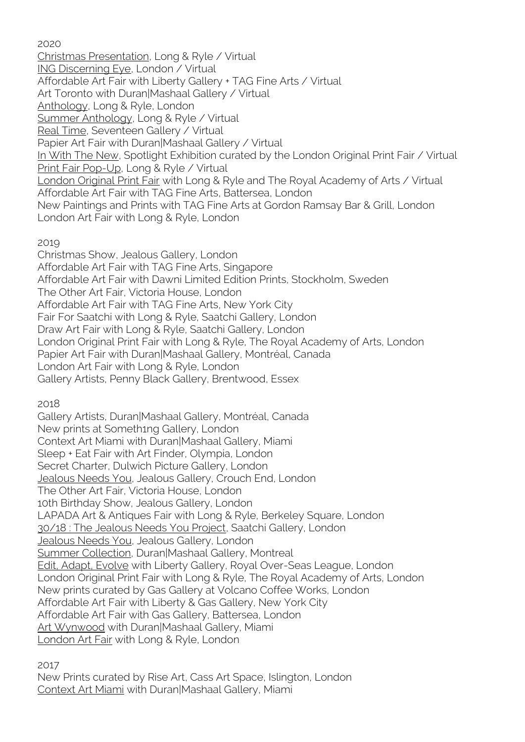2020

Christmas Presentation, Long & Ryle / Virtual
ING Discerning Eye, London / Virtual
Affordable Art Fair with Liberty Gallery + TAG Fine Arts / Virtual
Art Toronto with Duran|Mashaal Gallery / Virtual
Anthology, Long & Ryle, London
Summer Anthology, Long & Ryle / Virtual
Real Time, Seventeen Gallery / Virtual
Papier Art Fair with Duran|Mashaal Gallery / Virtual
In With The New, Spotlight Exhibition curated by the London Original Print Fair / Virtual
Print Fair Pop-Up, Long & Ryle / Virtual
London Original Print Fair with Long & Ryle and The Royal Academy of Arts / Virtual
Affordable Art Fair with TAG Fine Arts, Battersea, London
New Paintings and Prints with TAG Fine Arts at Gordon Ramsay Bar & Grill, London
London Art Fair with Long & Ryle, London

2019

Christmas Show, Jealous Gallery, London
Affordable Art Fair with TAG Fine Arts, Singapore
Affordable Art Fair with Dawni Limited Edition Prints, Stockholm, Sweden
The Other Art Fair, Victoria House, London
Affordable Art Fair with TAG Fine Arts, New York City
Fair For Saatchi with Long & Ryle, Saatchi Gallery, London
Draw Art Fair with Long & Ryle, Saatchi Gallery, London
London Original Print Fair with Long & Ryle, The Royal Academy of Arts, London
Papier Art Fair with Duran|Mashaal Gallery, Montréal, Canada
London Art Fair with Long & Ryle, London
Gallery Artists, Penny Black Gallery, Brentwood, Essex

2018

Gallery Artists, Duran|Mashaal Gallery, Montréal, Canada
New prints at Someth1ng Gallery, London
Context Art Miami with Duran|Mashaal Gallery, Miami
Sleep + Eat Fair with Art Finder, Olympia, London
Secret Charter, Dulwich Picture Gallery, London
Jealous Needs You, Jealous Gallery, Crouch End, London
The Other Art Fair, Victoria House, London
10th Birthday Show, Jealous Gallery, London
LAPADA Art & Antiques Fair with Long & Ryle, Berkeley Square, London
30/18 : The Jealous Needs You Project, Saatchi Gallery, London
Jealous Needs You, Jealous Gallery, London
Summer Collection, Duran|Mashaal Gallery, Montreal
Edit, Adapt, Evolve with Liberty Gallery, Royal Over-Seas League, London
London Original Print Fair with Long & Ryle, The Royal Academy of Arts, London
New prints curated by Gas Gallery at Volcano Coffee Works, London
Affordable Art Fair with Liberty & Gas Gallery, New York City
Affordable Art Fair with Gas Gallery, Battersea, London
Art Wynwood with Duran|Mashaal Gallery, Miami
London Art Fair with Long & Ryle, London

2017

New Prints curated by Rise Art, Cass Art Space, Islington, London
Context Art Miami with Duran|Mashaal Gallery, Miami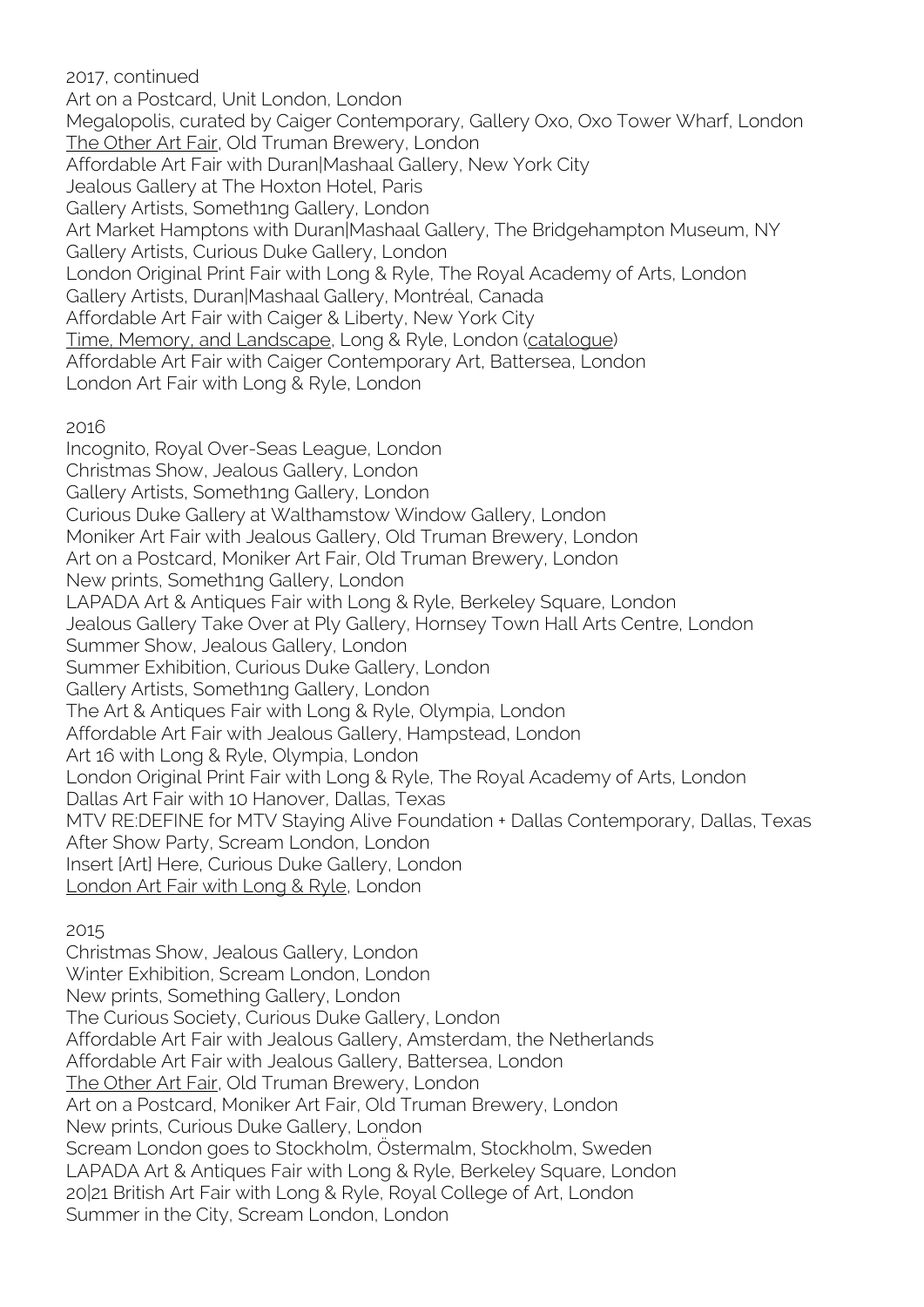2017, continued

Art on a Postcard, Unit London, London
Megalopolis, curated by Caiger Contemporary, Gallery Oxo, Oxo Tower Wharf, London
The Other Art Fair, Old Truman Brewery, London
Affordable Art Fair with Duran|Mashaal Gallery, New York City
Jealous Gallery at The Hoxton Hotel, Paris
Gallery Artists, Someth1ng Gallery, London
Art Market Hamptons with Duran|Mashaal Gallery, The Bridgehampton Museum, NY
Gallery Artists, Curious Duke Gallery, London
London Original Print Fair with Long & Ryle, The Royal Academy of Arts, London
Gallery Artists, Duran|Mashaal Gallery, Montréal, Canada
Affordable Art Fair with Caiger & Liberty, New York City
Time, Memory, and Landscape, Long & Ryle, London (catalogue)
Affordable Art Fair with Caiger Contemporary Art, Battersea, London
London Art Fair with Long & Ryle, London

2016

Incognito, Royal Over-Seas League, London
Christmas Show, Jealous Gallery, London
Gallery Artists, Someth1ng Gallery, London
Curious Duke Gallery at Walthamstow Window Gallery, London
Moniker Art Fair with Jealous Gallery, Old Truman Brewery, London
Art on a Postcard, Moniker Art Fair, Old Truman Brewery, London
New prints, Someth1ng Gallery, London
LAPADA Art & Antiques Fair with Long & Ryle, Berkeley Square, London
Jealous Gallery Take Over at Ply Gallery, Hornsey Town Hall Arts Centre, London
Summer Show, Jealous Gallery, London
Summer Exhibition, Curious Duke Gallery, London
Gallery Artists, Someth1ng Gallery, London
The Art & Antiques Fair with Long & Ryle, Olympia, London
Affordable Art Fair with Jealous Gallery, Hampstead, London
Art 16 with Long & Ryle, Olympia, London
London Original Print Fair with Long & Ryle, The Royal Academy of Arts, London
Dallas Art Fair with 10 Hanover, Dallas, Texas
MTV RE:DEFINE for MTV Staying Alive Foundation + Dallas Contemporary, Dallas, Texas
After Show Party, Scream London, London
Insert [Art] Here, Curious Duke Gallery, London
London Art Fair with Long & Ryle, London

2015

Christmas Show, Jealous Gallery, London
Winter Exhibition, Scream London, London
New prints, Something Gallery, London
The Curious Society, Curious Duke Gallery, London
Affordable Art Fair with Jealous Gallery, Amsterdam, the Netherlands
Affordable Art Fair with Jealous Gallery, Battersea, London
The Other Art Fair, Old Truman Brewery, London
Art on a Postcard, Moniker Art Fair, Old Truman Brewery, London
New prints, Curious Duke Gallery, London
Scream London goes to Stockholm, Östermalm, Stockholm, Sweden
LAPADA Art & Antiques Fair with Long & Ryle, Berkeley Square, London
20|21 British Art Fair with Long & Ryle, Royal College of Art, London
Summer in the City, Scream London, London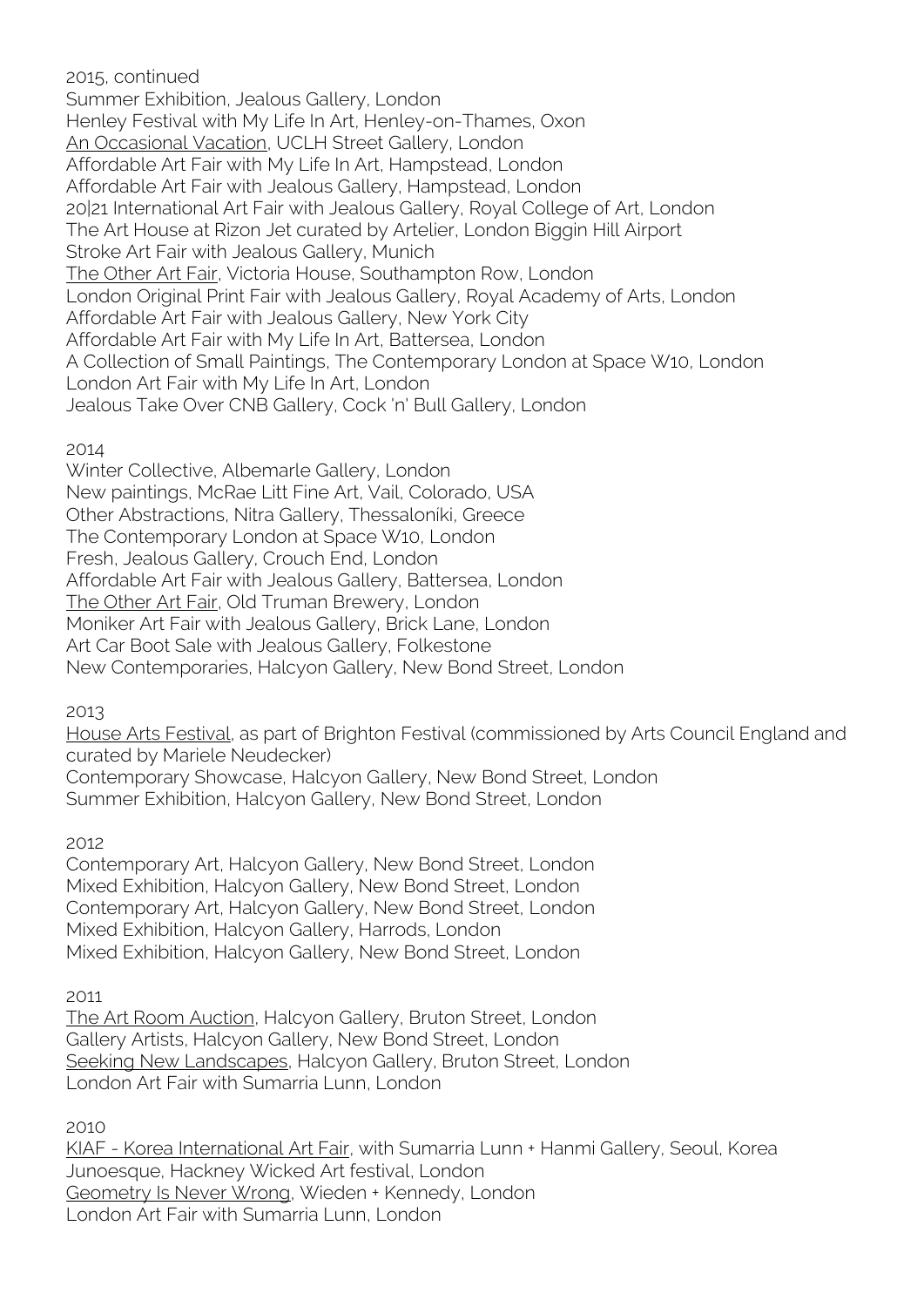2015, continued

Summer Exhibition, Jealous Gallery, London
Henley Festival with My Life In Art, Henley-on-Thames, Oxon
An Occasional Vacation, UCLH Street Gallery, London
Affordable Art Fair with My Life In Art, Hampstead, London
Affordable Art Fair with Jealous Gallery, Hampstead, London
20|21 International Art Fair with Jealous Gallery, Royal College of Art, London
The Art House at Rizon Jet curated by Artelier, London Biggin Hill Airport
Stroke Art Fair with Jealous Gallery, Munich
The Other Art Fair, Victoria House, Southampton Row, London
London Original Print Fair with Jealous Gallery, Royal Academy of Arts, London
Affordable Art Fair with Jealous Gallery, New York City
Affordable Art Fair with My Life In Art, Battersea, London
A Collection of Small Paintings, The Contemporary London at Space W10, London
London Art Fair with My Life In Art, London
Jealous Take Over CNB Gallery, Cock 'n' Bull Gallery, London

2014

Winter Collective, Albemarle Gallery, London
New paintings, McRae Litt Fine Art, Vail, Colorado, USA
Other Abstractions, Nitra Gallery, Thessaloníki, Greece
The Contemporary London at Space W10, London
Fresh, Jealous Gallery, Crouch End, London
Affordable Art Fair with Jealous Gallery, Battersea, London
The Other Art Fair, Old Truman Brewery, London
Moniker Art Fair with Jealous Gallery, Brick Lane, London
Art Car Boot Sale with Jealous Gallery, Folkestone
New Contemporaries, Halcyon Gallery, New Bond Street, London

2013

House Arts Festival, as part of Brighton Festival (commissioned by Arts Council England and curated by Mariele Neudecker)
Contemporary Showcase, Halcyon Gallery, New Bond Street, London
Summer Exhibition, Halcyon Gallery, New Bond Street, London

2012

Contemporary Art, Halcyon Gallery, New Bond Street, London
Mixed Exhibition, Halcyon Gallery, New Bond Street, London
Contemporary Art, Halcyon Gallery, New Bond Street, London
Mixed Exhibition, Halcyon Gallery, Harrods, London
Mixed Exhibition, Halcyon Gallery, New Bond Street, London

2011

The Art Room Auction, Halcyon Gallery, Bruton Street, London
Gallery Artists, Halcyon Gallery, New Bond Street, London
Seeking New Landscapes, Halcyon Gallery, Bruton Street, London
London Art Fair with Sumarria Lunn, London

2010

KIAF - Korea International Art Fair, with Sumarria Lunn + Hanmi Gallery, Seoul, Korea
Junoesque, Hackney Wicked Art festival, London
Geometry Is Never Wrong, Wieden + Kennedy, London
London Art Fair with Sumarria Lunn, London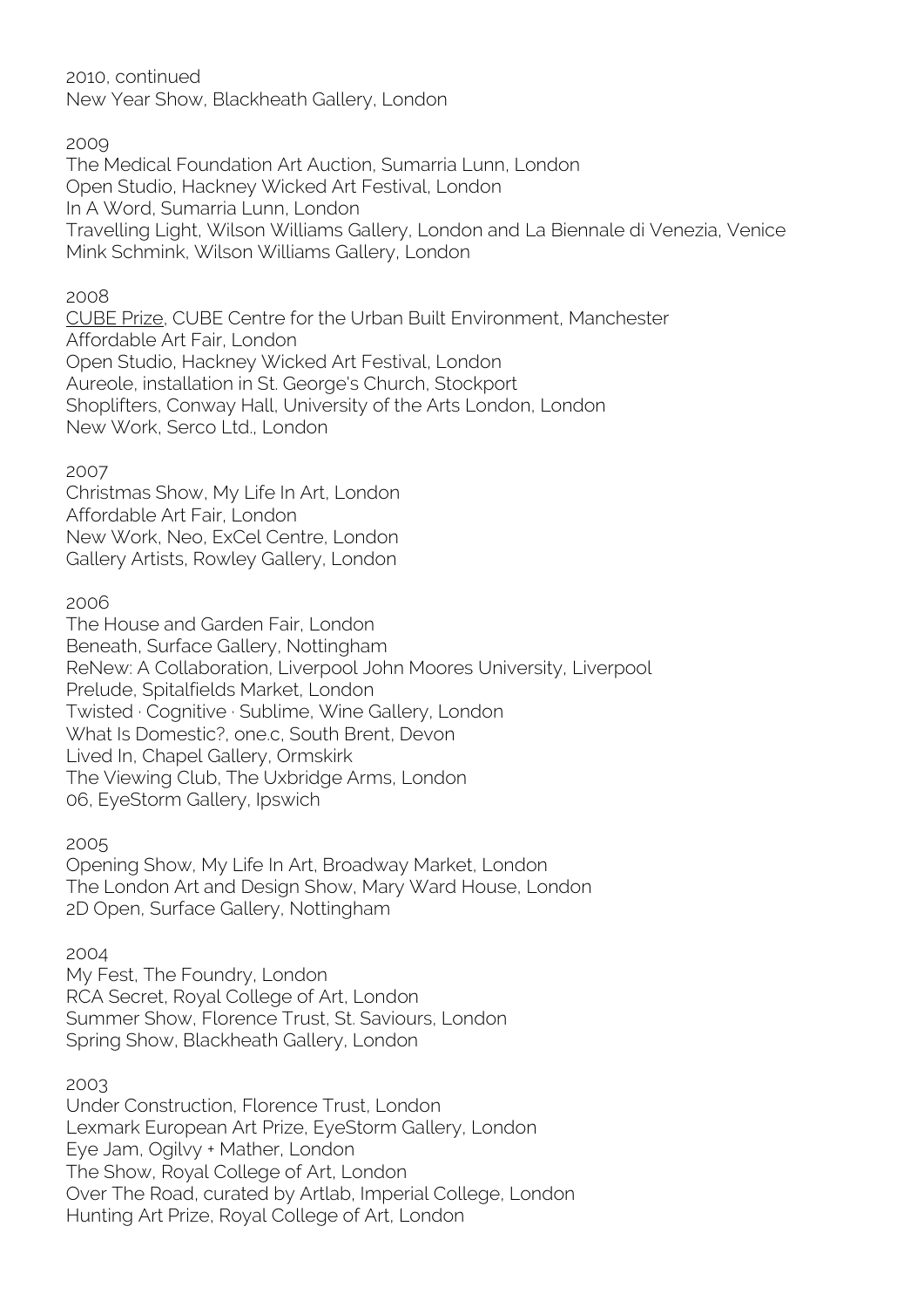2010, continued
New Year Show, Blackheath Gallery, London

2009
The Medical Foundation Art Auction, Sumarria Lunn, London
Open Studio, Hackney Wicked Art Festival, London
In A Word, Sumarria Lunn, London
Travelling Light, Wilson Williams Gallery, London and La Biennale di Venezia, Venice
Mink Schmink, Wilson Williams Gallery, London

2008
CUBE Prize, CUBE Centre for the Urban Built Environment, Manchester
Affordable Art Fair, London
Open Studio, Hackney Wicked Art Festival, London
Aureole, installation in St. George's Church, Stockport
Shoplifters, Conway Hall, University of the Arts London, London
New Work, Serco Ltd., London

2007
Christmas Show, My Life In Art, London
Affordable Art Fair, London
New Work, Neo, ExCel Centre, London
Gallery Artists, Rowley Gallery, London

2006
The House and Garden Fair, London
Beneath, Surface Gallery, Nottingham
ReNew: A Collaboration, Liverpool John Moores University, Liverpool
Prelude, Spitalfields Market, London
Twisted · Cognitive · Sublime, Wine Gallery, London
What Is Domestic?, one.c, South Brent, Devon
Lived In, Chapel Gallery, Ormskirk
The Viewing Club, The Uxbridge Arms, London
06, EyeStorm Gallery, Ipswich

2005
Opening Show, My Life In Art, Broadway Market, London
The London Art and Design Show, Mary Ward House, London
2D Open, Surface Gallery, Nottingham

2004
My Fest, The Foundry, London
RCA Secret, Royal College of Art, London
Summer Show, Florence Trust, St. Saviours, London
Spring Show, Blackheath Gallery, London

2003
Under Construction, Florence Trust, London
Lexmark European Art Prize, EyeStorm Gallery, London
Eye Jam, Ogilvy + Mather, London
The Show, Royal College of Art, London
Over The Road, curated by Artlab, Imperial College, London
Hunting Art Prize, Royal College of Art, London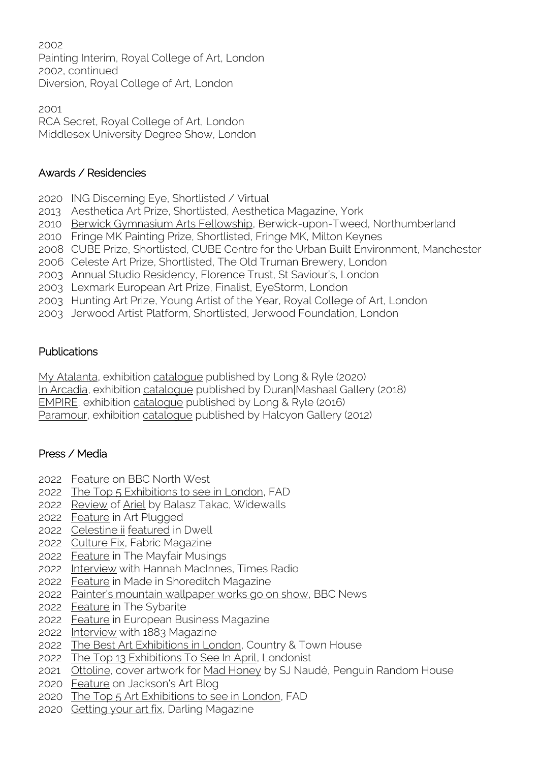2002
Painting Interim, Royal College of Art, London
2002, continued
Diversion, Royal College of Art, London

2001
RCA Secret, Royal College of Art, London
Middlesex University Degree Show, London

## Awards / Residencies

2020 ING Discerning Eye, Shortlisted / Virtual
2013 Aesthetica Art Prize, Shortlisted, Aesthetica Magazine, York
2010 Berwick Gymnasium Arts Fellowship, Berwick-upon-Tweed, Northumberland
2010 Fringe MK Painting Prize, Shortlisted, Fringe MK, Milton Keynes
2008 CUBE Prize, Shortlisted, CUBE Centre for the Urban Built Environment, Manchester
2006 Celeste Art Prize, Shortlisted, The Old Truman Brewery, London
2003 Annual Studio Residency, Florence Trust, St Saviour's, London
2003 Lexmark European Art Prize, Finalist, EyeStorm, London
2003 Hunting Art Prize, Young Artist of the Year, Royal College of Art, London
2003 Jerwood Artist Platform, Shortlisted, Jerwood Foundation, London

## Publications

My Atalanta, exhibition catalogue published by Long & Ryle (2020)
In Arcadia, exhibition catalogue published by Duran|Mashaal Gallery (2018)
EMPIRE, exhibition catalogue published by Long & Ryle (2016)
Paramour, exhibition catalogue published by Halcyon Gallery (2012)

## Press / Media

2022 Feature on BBC North West
2022 The Top 5 Exhibitions to see in London, FAD
2022 Review of Ariel by Balasz Takac, Widewalls
2022 Feature in Art Plugged
2022 Celestine ii featured in Dwell
2022 Culture Fix, Fabric Magazine
2022 Feature in The Mayfair Musings
2022 Interview with Hannah MacInnes, Times Radio
2022 Feature in Made in Shoreditch Magazine
2022 Painter's mountain wallpaper works go on show, BBC News
2022 Feature in The Sybarite
2022 Feature in European Business Magazine
2022 Interview with 1883 Magazine
2022 The Best Art Exhibitions in London, Country & Town House
2022 The Top 13 Exhibitions To See In April, Londonist
2021 Ottoline, cover artwork for Mad Honey by SJ Naudé, Penguin Random House
2020 Feature on Jackson's Art Blog
2020 The Top 5 Art Exhibitions to see in London, FAD
2020 Getting your art fix, Darling Magazine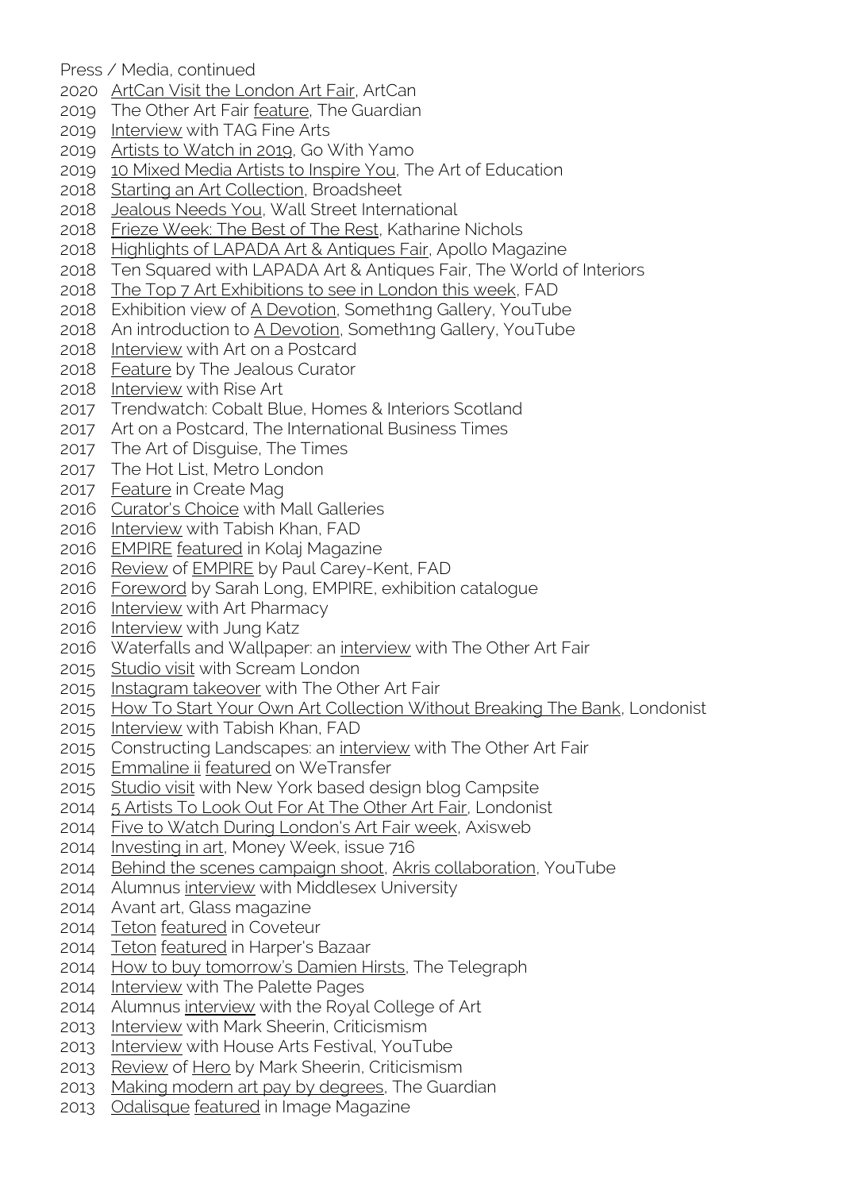Press / Media, continued

2020 ArtCan Visit the London Art Fair, ArtCan
2019 The Other Art Fair feature, The Guardian
2019 Interview with TAG Fine Arts
2019 Artists to Watch in 2019, Go With Yamo
2019 10 Mixed Media Artists to Inspire You, The Art of Education
2018 Starting an Art Collection, Broadsheet
2018 Jealous Needs You, Wall Street International
2018 Frieze Week: The Best of The Rest, Katharine Nichols
2018 Highlights of LAPADA Art & Antiques Fair, Apollo Magazine
2018 Ten Squared with LAPADA Art & Antiques Fair, The World of Interiors
2018 The Top 7 Art Exhibitions to see in London this week, FAD
2018 Exhibition view of A Devotion, Someth1ng Gallery, YouTube
2018 An introduction to A Devotion, Someth1ng Gallery, YouTube
2018 Interview with Art on a Postcard
2018 Feature by The Jealous Curator
2018 Interview with Rise Art
2017 Trendwatch: Cobalt Blue, Homes & Interiors Scotland
2017 Art on a Postcard, The International Business Times
2017 The Art of Disguise, The Times
2017 The Hot List, Metro London
2017 Feature in Create Mag
2016 Curator's Choice with Mall Galleries
2016 Interview with Tabish Khan, FAD
2016 EMPIRE featured in Kolaj Magazine
2016 Review of EMPIRE by Paul Carey-Kent, FAD
2016 Foreword by Sarah Long, EMPIRE, exhibition catalogue
2016 Interview with Art Pharmacy
2016 Interview with Jung Katz
2016 Waterfalls and Wallpaper: an interview with The Other Art Fair
2015 Studio visit with Scream London
2015 Instagram takeover with The Other Art Fair
2015 How To Start Your Own Art Collection Without Breaking The Bank, Londonist
2015 Interview with Tabish Khan, FAD
2015 Constructing Landscapes: an interview with The Other Art Fair
2015 Emmaline ii featured on WeTransfer
2015 Studio visit with New York based design blog Campsite
2014 5 Artists To Look Out For At The Other Art Fair, Londonist
2014 Five to Watch During London's Art Fair week, Axisweb
2014 Investing in art, Money Week, issue 716
2014 Behind the scenes campaign shoot, Akris collaboration, YouTube
2014 Alumnus interview with Middlesex University
2014 Avant art, Glass magazine
2014 Teton featured in Coveteur
2014 Teton featured in Harper's Bazaar
2014 How to buy tomorrow's Damien Hirsts, The Telegraph
2014 Interview with The Palette Pages
2014 Alumnus interview with the Royal College of Art
2013 Interview with Mark Sheerin, Criticismism
2013 Interview with House Arts Festival, YouTube
2013 Review of Hero by Mark Sheerin, Criticismism
2013 Making modern art pay by degrees, The Guardian
2013 Odalisque featured in Image Magazine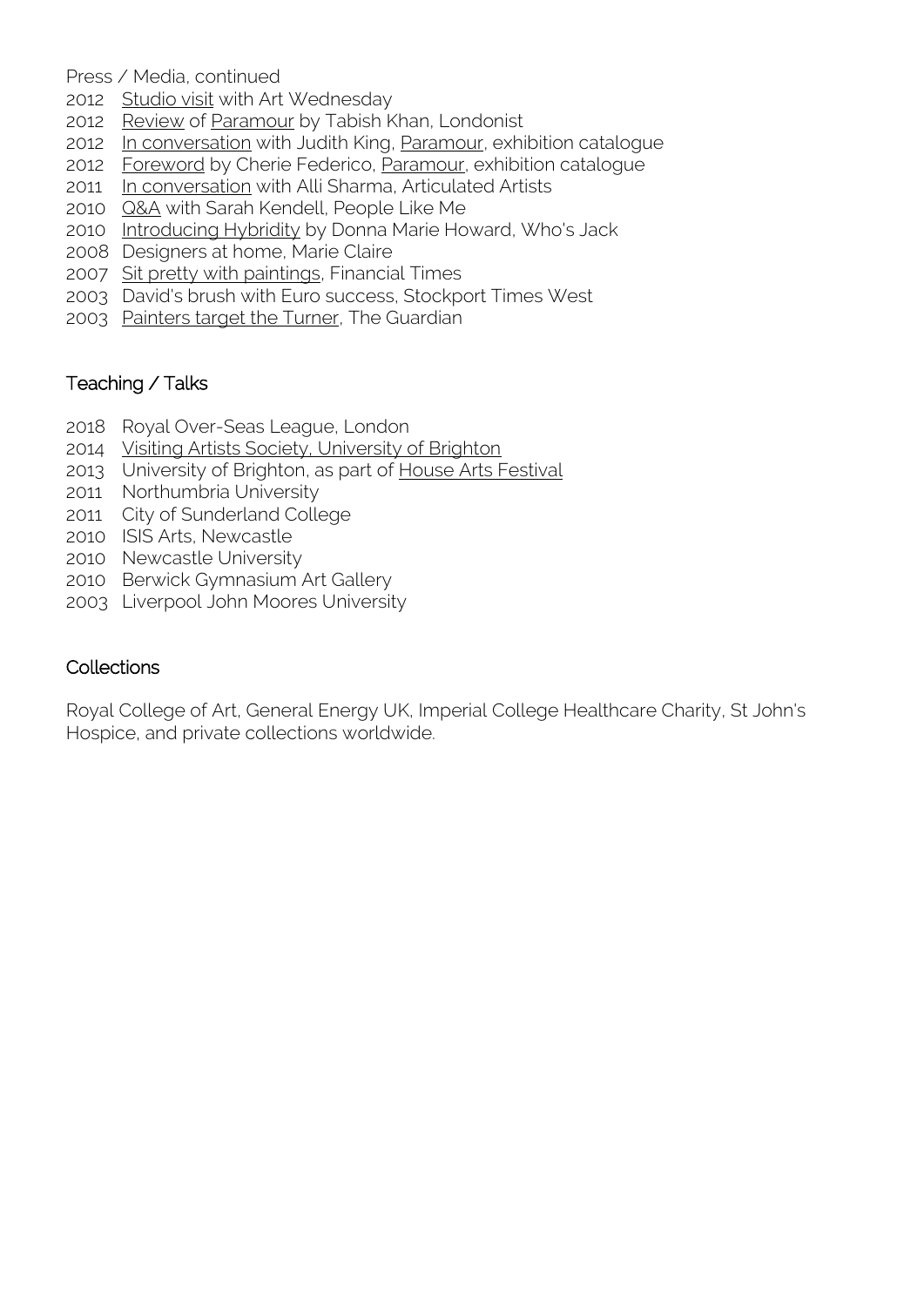Press / Media, continued

2012 Studio visit with Art Wednesday
2012 Review of Paramour by Tabish Khan, Londonist
2012 In conversation with Judith King, Paramour, exhibition catalogue
2012 Foreword by Cherie Federico, Paramour, exhibition catalogue
2011 In conversation with Alli Sharma, Articulated Artists
2010 Q&A with Sarah Kendell, People Like Me
2010 Introducing Hybridity by Donna Marie Howard, Who's Jack
2008 Designers at home, Marie Claire
2007 Sit pretty with paintings, Financial Times
2003 David's brush with Euro success, Stockport Times West
2003 Painters target the Turner, The Guardian

## Teaching / Talks

2018 Royal Over-Seas League, London
2014 Visiting Artists Society, University of Brighton
2013 University of Brighton, as part of House Arts Festival
2011 Northumbria University
2011 City of Sunderland College
2010 ISIS Arts, Newcastle
2010 Newcastle University
2010 Berwick Gymnasium Art Gallery
2003 Liverpool John Moores University

## Collections

Royal College of Art, General Energy UK, Imperial College Healthcare Charity, St John's Hospice, and private collections worldwide.